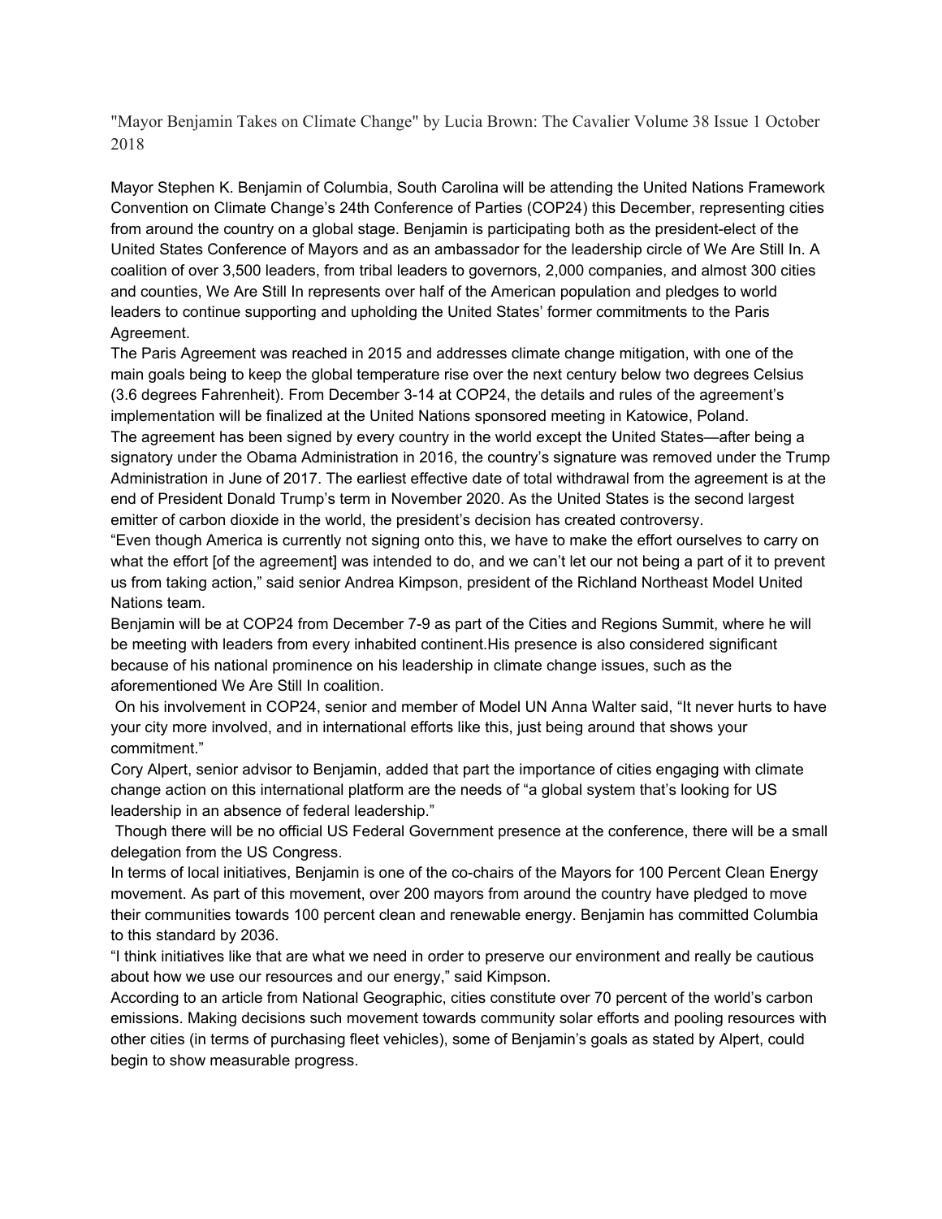"Mayor Benjamin Takes on Climate Change" by Lucia Brown: The Cavalier Volume 38 Issue 1 October 2018

Mayor Stephen K. Benjamin of Columbia, South Carolina will be attending the United Nations Framework Convention on Climate Change's 24th Conference of Parties (COP24) this December, representing cities from around the country on a global stage. Benjamin is participating both as the president-elect of the United States Conference of Mayors and as an ambassador for the leadership circle of We Are Still In. A coalition of over 3,500 leaders, from tribal leaders to governors, 2,000 companies, and almost 300 cities and counties, We Are Still In represents over half of the American population and pledges to world leaders to continue supporting and upholding the United States' former commitments to the Paris Agreement.

The Paris Agreement was reached in 2015 and addresses climate change mitigation, with one of the main goals being to keep the global temperature rise over the next century below two degrees Celsius (3.6 degrees Fahrenheit). From December 3-14 at COP24, the details and rules of the agreement's implementation will be finalized at the United Nations sponsored meeting in Katowice, Poland.

The agreement has been signed by every country in the world except the United States—after being a signatory under the Obama Administration in 2016, the country's signature was removed under the Trump Administration in June of 2017. The earliest effective date of total withdrawal from the agreement is at the end of President Donald Trump's term in November 2020. As the United States is the second largest emitter of carbon dioxide in the world, the president's decision has created controversy.

"Even though America is currently not signing onto this, we have to make the effort ourselves to carry on what the effort [of the agreement] was intended to do, and we can't let our not being a part of it to prevent us from taking action," said senior Andrea Kimpson, president of the Richland Northeast Model United Nations team.

Benjamin will be at COP24 from December 7-9 as part of the Cities and Regions Summit, where he will be meeting with leaders from every inhabited continent.His presence is also considered significant because of his national prominence on his leadership in climate change issues, such as the aforementioned We Are Still In coalition.

On his involvement in COP24, senior and member of Model UN Anna Walter said, "It never hurts to have your city more involved, and in international efforts like this, just being around that shows your commitment."

Cory Alpert, senior advisor to Benjamin, added that part the importance of cities engaging with climate change action on this international platform are the needs of "a global system that's looking for US leadership in an absence of federal leadership."

Though there will be no official US Federal Government presence at the conference, there will be a small delegation from the US Congress.

In terms of local initiatives, Benjamin is one of the co-chairs of the Mayors for 100 Percent Clean Energy movement. As part of this movement, over 200 mayors from around the country have pledged to move their communities towards 100 percent clean and renewable energy. Benjamin has committed Columbia to this standard by 2036.

"I think initiatives like that are what we need in order to preserve our environment and really be cautious about how we use our resources and our energy," said Kimpson.

According to an article from National Geographic, cities constitute over 70 percent of the world's carbon emissions. Making decisions such movement towards community solar efforts and pooling resources with other cities (in terms of purchasing fleet vehicles), some of Benjamin's goals as stated by Alpert, could begin to show measurable progress.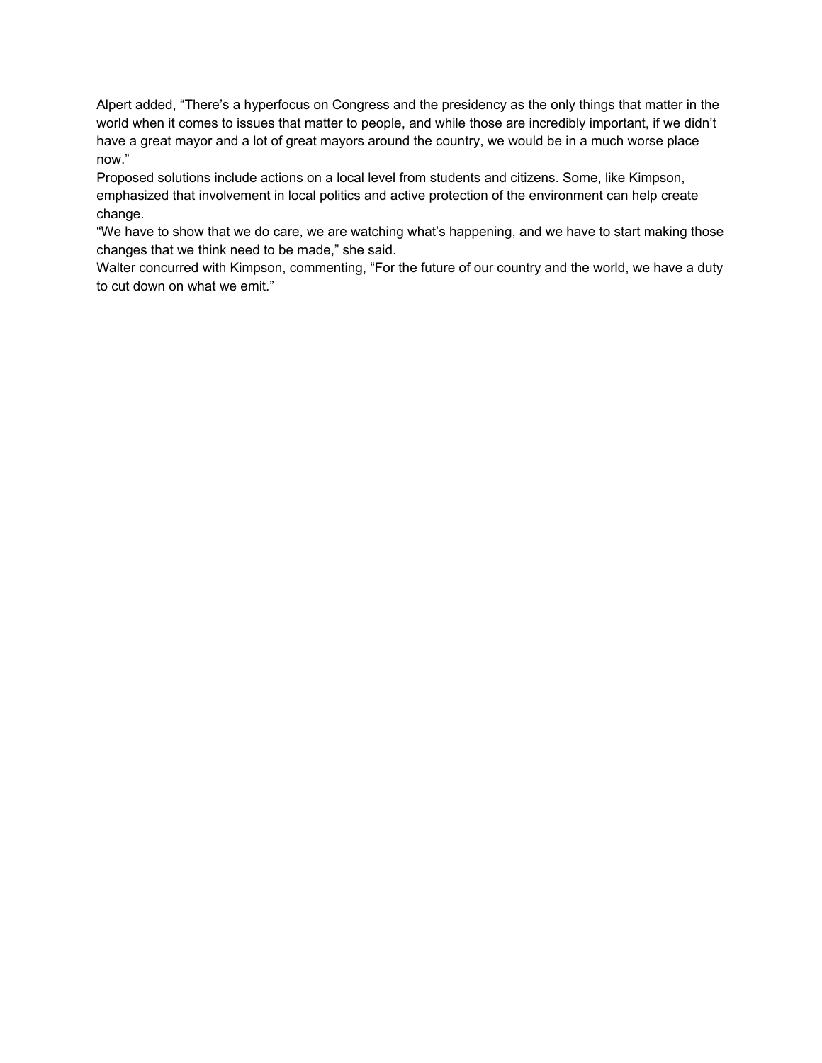Alpert added, “There’s a hyperfocus on Congress and the presidency as the only things that matter in the world when it comes to issues that matter to people, and while those are incredibly important, if we didn’t have a great mayor and a lot of great mayors around the country, we would be in a much worse place now.”

Proposed solutions include actions on a local level from students and citizens. Some, like Kimpson, emphasized that involvement in local politics and active protection of the environment can help create change.

“We have to show that we do care, we are watching what’s happening, and we have to start making those changes that we think need to be made,” she said.

Walter concurred with Kimpson, commenting, “For the future of our country and the world, we have a duty to cut down on what we emit.”